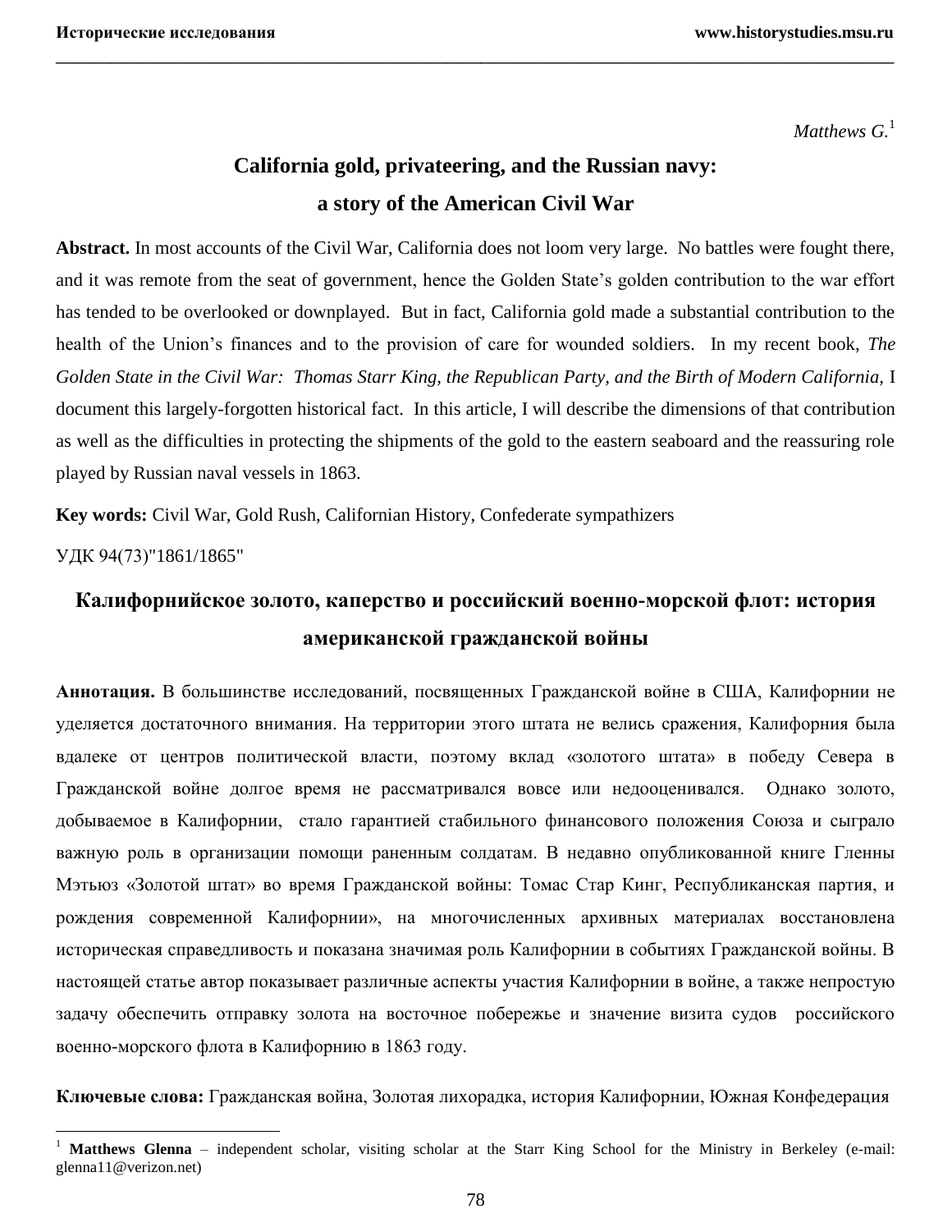*Matthews G.*[1]

# California gold, privateering, and the Russian navy: a story of the American Civil War

**Abstract.** In most accounts of the Civil War, California does not loom very large. No battles were fought there, and it was remote from the seat of government, hence the Golden State's golden contribution to the war effort has tended to be overlooked or downplayed. But in fact, California gold made a substantial contribution to the health of the Union's finances and to the provision of care for wounded soldiers. In my recent book, *The Golden State in the Civil War: Thomas Starr King, the Republican Party, and the Birth of Modern California,* I document this largely-forgotten historical fact. In this article, I will describe the dimensions of that contribution as well as the difficulties in protecting the shipments of the gold to the eastern seaboard and the reassuring role played by Russian naval vessels in 1863.

**Key words:** Civil War, Gold Rush, Californian History, Confederate sympathizers

УДК 94(73)"1861/1865"

# Калифорнийское золото, каперство и российский военно-морской флот: история американской гражданской войны

**Аннотация.** В большинстве исследований, посвященных Гражданской войне в США, Калифорнии не уделяется достаточного внимания. На территории этого штата не велись сражения, Калифорния была вдалеке от центров политической власти, поэтому вклад «золотого штата» в победу Севера в Гражданской войне долгое время не рассматривался вовсе или недооценивался. Однако золото, добываемое в Калифорнии, стало гарантией стабильного финансового положения Союза и сыграло важную роль в организации помощи раненным солдатам. В недавно опубликованной книге Гленны Мэтьюз «Золотой штат» во время Гражданской войны: Томас Стар Кинг, Республиканская партия, и рождения современной Калифорнии», на многочисленных архивных материалах восстановлена историческая справедливость и показана значимая роль Калифорнии в событиях Гражданской войны. В настоящей статье автор показывает различные аспекты участия Калифорнии в войне, а также непростую задачу обеспечить отправку золота на восточное побережье и значение визита судов российского военно-морского флота в Калифорнию в 1863 году.

**Ключевые слова:** Гражданская война, Золотая лихорадка, история Калифорнии, Южная Конфедерация

---

[1] **Matthews Glenna** – independent scholar, visiting scholar at the Starr King School for the Ministry in Berkeley (e-mail: glenna11@verizon.net)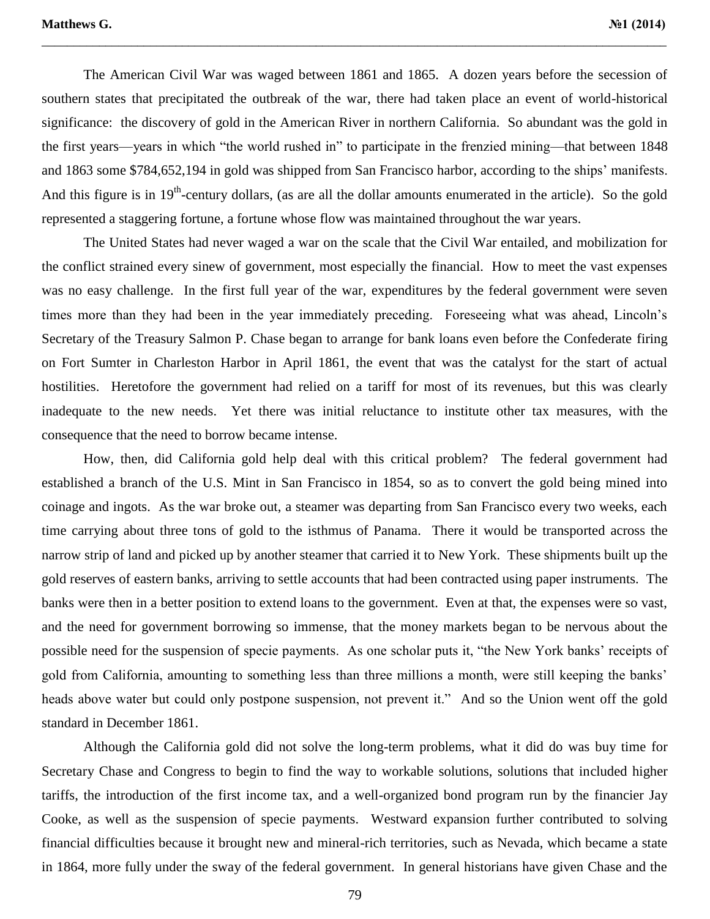The American Civil War was waged between 1861 and 1865. A dozen years before the secession of southern states that precipitated the outbreak of the war, there had taken place an event of world-historical significance: the discovery of gold in the American River in northern California. So abundant was the gold in the first years—years in which "the world rushed in" to participate in the frenzied mining—that between 1848 and 1863 some $784,652,194 in gold was shipped from San Francisco harbor, according to the ships' manifests. And this figure is in 19th-century dollars, (as are all the dollar amounts enumerated in the article). So the gold represented a staggering fortune, a fortune whose flow was maintained throughout the war years.

The United States had never waged a war on the scale that the Civil War entailed, and mobilization for the conflict strained every sinew of government, most especially the financial. How to meet the vast expenses was no easy challenge. In the first full year of the war, expenditures by the federal government were seven times more than they had been in the year immediately preceding. Foreseeing what was ahead, Lincoln's Secretary of the Treasury Salmon P. Chase began to arrange for bank loans even before the Confederate firing on Fort Sumter in Charleston Harbor in April 1861, the event that was the catalyst for the start of actual hostilities. Heretofore the government had relied on a tariff for most of its revenues, but this was clearly inadequate to the new needs. Yet there was initial reluctance to institute other tax measures, with the consequence that the need to borrow became intense.

How, then, did California gold help deal with this critical problem? The federal government had established a branch of the U.S. Mint in San Francisco in 1854, so as to convert the gold being mined into coinage and ingots. As the war broke out, a steamer was departing from San Francisco every two weeks, each time carrying about three tons of gold to the isthmus of Panama. There it would be transported across the narrow strip of land and picked up by another steamer that carried it to New York. These shipments built up the gold reserves of eastern banks, arriving to settle accounts that had been contracted using paper instruments. The banks were then in a better position to extend loans to the government. Even at that, the expenses were so vast, and the need for government borrowing so immense, that the money markets began to be nervous about the possible need for the suspension of specie payments. As one scholar puts it, "the New York banks' receipts of gold from California, amounting to something less than three millions a month, were still keeping the banks' heads above water but could only postpone suspension, not prevent it." And so the Union went off the gold standard in December 1861.

Although the California gold did not solve the long-term problems, what it did do was buy time for Secretary Chase and Congress to begin to find the way to workable solutions, solutions that included higher tariffs, the introduction of the first income tax, and a well-organized bond program run by the financier Jay Cooke, as well as the suspension of specie payments. Westward expansion further contributed to solving financial difficulties because it brought new and mineral-rich territories, such as Nevada, which became a state in 1864, more fully under the sway of the federal government. In general historians have given Chase and the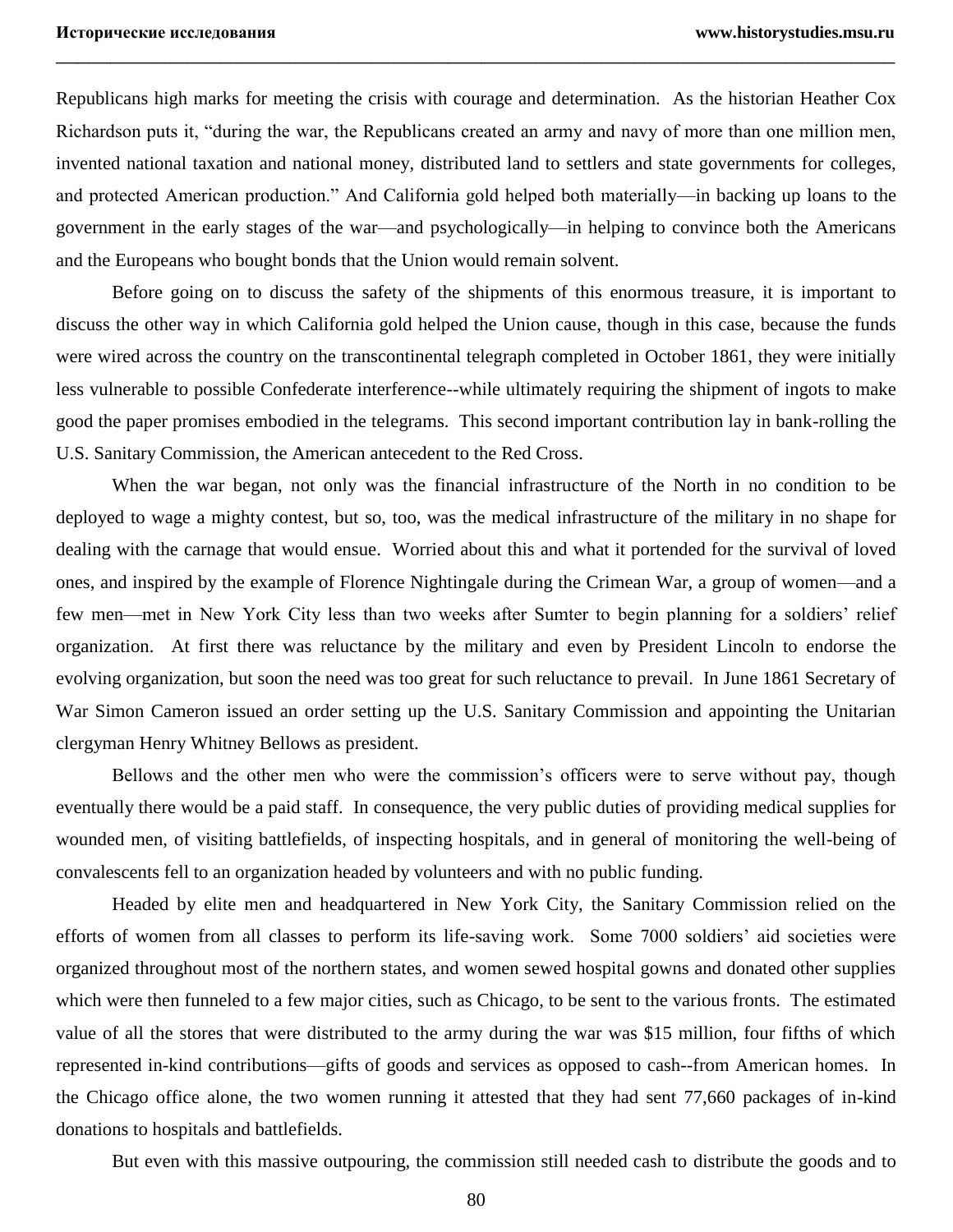Republicans high marks for meeting the crisis with courage and determination. As the historian Heather Cox Richardson puts it, "during the war, the Republicans created an army and navy of more than one million men, invented national taxation and national money, distributed land to settlers and state governments for colleges, and protected American production." And California gold helped both materially—in backing up loans to the government in the early stages of the war—and psychologically—in helping to convince both the Americans and the Europeans who bought bonds that the Union would remain solvent.

Before going on to discuss the safety of the shipments of this enormous treasure, it is important to discuss the other way in which California gold helped the Union cause, though in this case, because the funds were wired across the country on the transcontinental telegraph completed in October 1861, they were initially less vulnerable to possible Confederate interference--while ultimately requiring the shipment of ingots to make good the paper promises embodied in the telegrams. This second important contribution lay in bank-rolling the U.S. Sanitary Commission, the American antecedent to the Red Cross.

When the war began, not only was the financial infrastructure of the North in no condition to be deployed to wage a mighty contest, but so, too, was the medical infrastructure of the military in no shape for dealing with the carnage that would ensue. Worried about this and what it portended for the survival of loved ones, and inspired by the example of Florence Nightingale during the Crimean War, a group of women—and a few men—met in New York City less than two weeks after Sumter to begin planning for a soldiers' relief organization. At first there was reluctance by the military and even by President Lincoln to endorse the evolving organization, but soon the need was too great for such reluctance to prevail. In June 1861 Secretary of War Simon Cameron issued an order setting up the U.S. Sanitary Commission and appointing the Unitarian clergyman Henry Whitney Bellows as president.

Bellows and the other men who were the commission's officers were to serve without pay, though eventually there would be a paid staff. In consequence, the very public duties of providing medical supplies for wounded men, of visiting battlefields, of inspecting hospitals, and in general of monitoring the well-being of convalescents fell to an organization headed by volunteers and with no public funding.

Headed by elite men and headquartered in New York City, the Sanitary Commission relied on the efforts of women from all classes to perform its life-saving work. Some 7000 soldiers' aid societies were organized throughout most of the northern states, and women sewed hospital gowns and donated other supplies which were then funneled to a few major cities, such as Chicago, to be sent to the various fronts. The estimated value of all the stores that were distributed to the army during the war was $15 million, four fifths of which represented in-kind contributions—gifts of goods and services as opposed to cash--from American homes. In the Chicago office alone, the two women running it attested that they had sent 77,660 packages of in-kind donations to hospitals and battlefields.

But even with this massive outpouring, the commission still needed cash to distribute the goods and to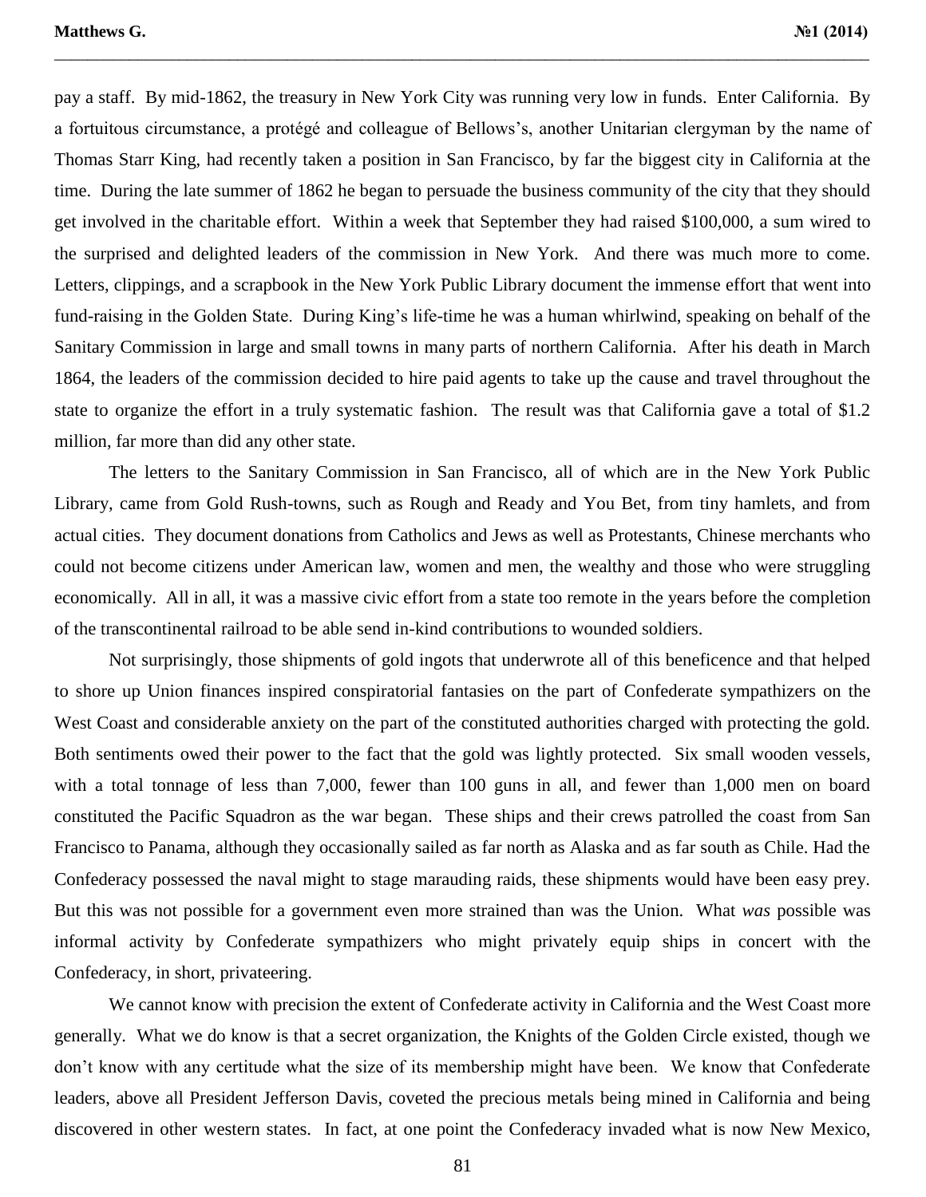pay a staff. By mid-1862, the treasury in New York City was running very low in funds. Enter California. By a fortuitous circumstance, a protégé and colleague of Bellows's, another Unitarian clergyman by the name of Thomas Starr King, had recently taken a position in San Francisco, by far the biggest city in California at the time. During the late summer of 1862 he began to persuade the business community of the city that they should get involved in the charitable effort. Within a week that September they had raised $100,000, a sum wired to the surprised and delighted leaders of the commission in New York. And there was much more to come. Letters, clippings, and a scrapbook in the New York Public Library document the immense effort that went into fund-raising in the Golden State. During King's life-time he was a human whirlwind, speaking on behalf of the Sanitary Commission in large and small towns in many parts of northern California. After his death in March 1864, the leaders of the commission decided to hire paid agents to take up the cause and travel throughout the state to organize the effort in a truly systematic fashion. The result was that California gave a total of $1.2 million, far more than did any other state.

The letters to the Sanitary Commission in San Francisco, all of which are in the New York Public Library, came from Gold Rush-towns, such as Rough and Ready and You Bet, from tiny hamlets, and from actual cities. They document donations from Catholics and Jews as well as Protestants, Chinese merchants who could not become citizens under American law, women and men, the wealthy and those who were struggling economically. All in all, it was a massive civic effort from a state too remote in the years before the completion of the transcontinental railroad to be able send in-kind contributions to wounded soldiers.

Not surprisingly, those shipments of gold ingots that underwrote all of this beneficence and that helped to shore up Union finances inspired conspiratorial fantasies on the part of Confederate sympathizers on the West Coast and considerable anxiety on the part of the constituted authorities charged with protecting the gold. Both sentiments owed their power to the fact that the gold was lightly protected. Six small wooden vessels, with a total tonnage of less than 7,000, fewer than 100 guns in all, and fewer than 1,000 men on board constituted the Pacific Squadron as the war began. These ships and their crews patrolled the coast from San Francisco to Panama, although they occasionally sailed as far north as Alaska and as far south as Chile. Had the Confederacy possessed the naval might to stage marauding raids, these shipments would have been easy prey. But this was not possible for a government even more strained than was the Union. What *was* possible was informal activity by Confederate sympathizers who might privately equip ships in concert with the Confederacy, in short, privateering.

We cannot know with precision the extent of Confederate activity in California and the West Coast more generally. What we do know is that a secret organization, the Knights of the Golden Circle existed, though we don't know with any certitude what the size of its membership might have been. We know that Confederate leaders, above all President Jefferson Davis, coveted the precious metals being mined in California and being discovered in other western states. In fact, at one point the Confederacy invaded what is now New Mexico,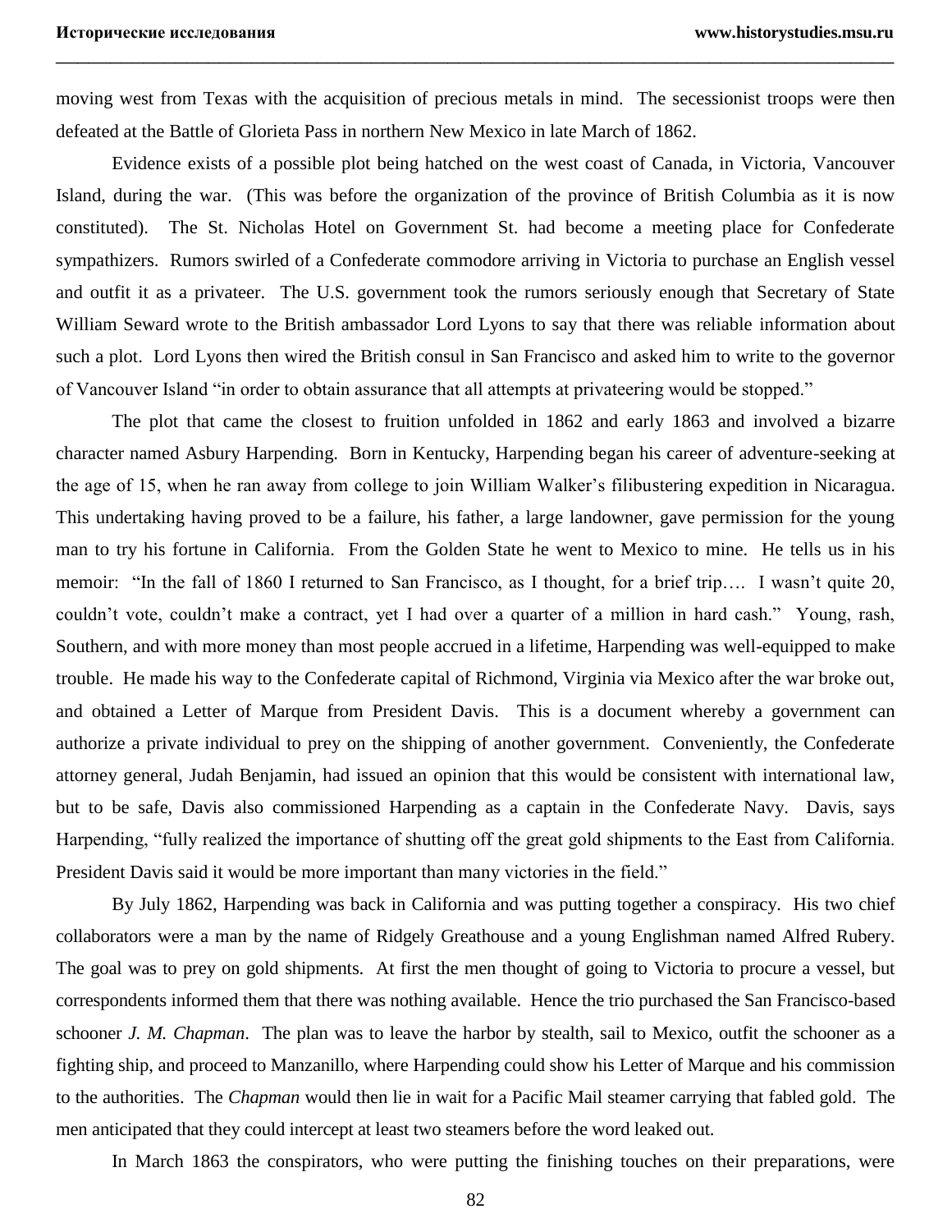moving west from Texas with the acquisition of precious metals in mind. The secessionist troops were then defeated at the Battle of Glorieta Pass in northern New Mexico in late March of 1862.

Evidence exists of a possible plot being hatched on the west coast of Canada, in Victoria, Vancouver Island, during the war. (This was before the organization of the province of British Columbia as it is now constituted). The St. Nicholas Hotel on Government St. had become a meeting place for Confederate sympathizers. Rumors swirled of a Confederate commodore arriving in Victoria to purchase an English vessel and outfit it as a privateer. The U.S. government took the rumors seriously enough that Secretary of State William Seward wrote to the British ambassador Lord Lyons to say that there was reliable information about such a plot. Lord Lyons then wired the British consul in San Francisco and asked him to write to the governor of Vancouver Island "in order to obtain assurance that all attempts at privateering would be stopped."

The plot that came the closest to fruition unfolded in 1862 and early 1863 and involved a bizarre character named Asbury Harpending. Born in Kentucky, Harpending began his career of adventure-seeking at the age of 15, when he ran away from college to join William Walker's filibustering expedition in Nicaragua. This undertaking having proved to be a failure, his father, a large landowner, gave permission for the young man to try his fortune in California. From the Golden State he went to Mexico to mine. He tells us in his memoir: "In the fall of 1860 I returned to San Francisco, as I thought, for a brief trip…. I wasn't quite 20, couldn't vote, couldn't make a contract, yet I had over a quarter of a million in hard cash." Young, rash, Southern, and with more money than most people accrued in a lifetime, Harpending was well-equipped to make trouble. He made his way to the Confederate capital of Richmond, Virginia via Mexico after the war broke out, and obtained a Letter of Marque from President Davis. This is a document whereby a government can authorize a private individual to prey on the shipping of another government. Conveniently, the Confederate attorney general, Judah Benjamin, had issued an opinion that this would be consistent with international law, but to be safe, Davis also commissioned Harpending as a captain in the Confederate Navy. Davis, says Harpending, "fully realized the importance of shutting off the great gold shipments to the East from California. President Davis said it would be more important than many victories in the field."

By July 1862, Harpending was back in California and was putting together a conspiracy. His two chief collaborators were a man by the name of Ridgely Greathouse and a young Englishman named Alfred Rubery. The goal was to prey on gold shipments. At first the men thought of going to Victoria to procure a vessel, but correspondents informed them that there was nothing available. Hence the trio purchased the San Francisco-based schooner *J. M. Chapman*. The plan was to leave the harbor by stealth, sail to Mexico, outfit the schooner as a fighting ship, and proceed to Manzanillo, where Harpending could show his Letter of Marque and his commission to the authorities. The *Chapman* would then lie in wait for a Pacific Mail steamer carrying that fabled gold. The men anticipated that they could intercept at least two steamers before the word leaked out.

In March 1863 the conspirators, who were putting the finishing touches on their preparations, were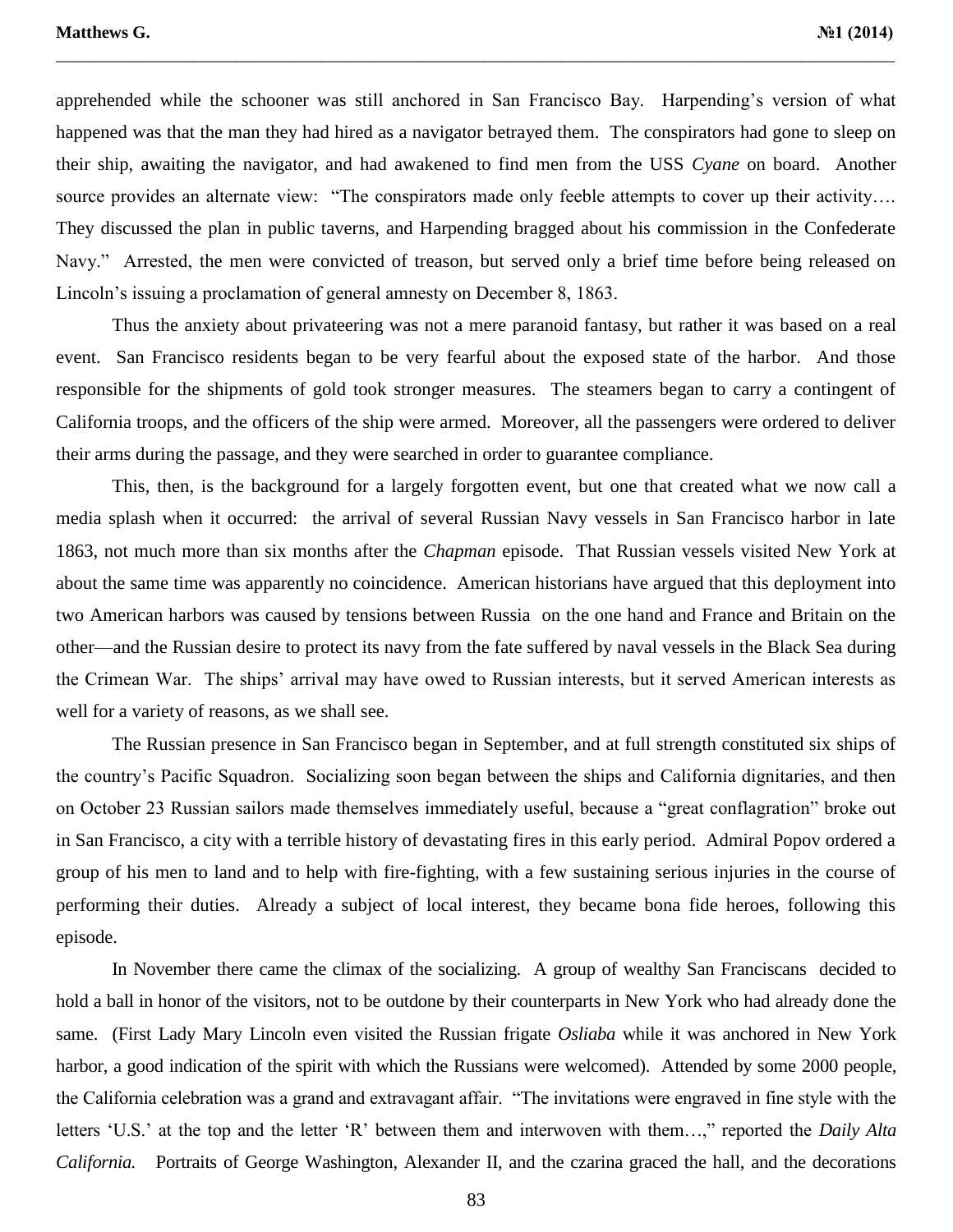apprehended while the schooner was still anchored in San Francisco Bay. Harpending's version of what happened was that the man they had hired as a navigator betrayed them. The conspirators had gone to sleep on their ship, awaiting the navigator, and had awakened to find men from the USS *Cyane* on board. Another source provides an alternate view: "The conspirators made only feeble attempts to cover up their activity…. They discussed the plan in public taverns, and Harpending bragged about his commission in the Confederate Navy." Arrested, the men were convicted of treason, but served only a brief time before being released on Lincoln's issuing a proclamation of general amnesty on December 8, 1863.

Thus the anxiety about privateering was not a mere paranoid fantasy, but rather it was based on a real event. San Francisco residents began to be very fearful about the exposed state of the harbor. And those responsible for the shipments of gold took stronger measures. The steamers began to carry a contingent of California troops, and the officers of the ship were armed. Moreover, all the passengers were ordered to deliver their arms during the passage, and they were searched in order to guarantee compliance.

This, then, is the background for a largely forgotten event, but one that created what we now call a media splash when it occurred: the arrival of several Russian Navy vessels in San Francisco harbor in late 1863, not much more than six months after the *Chapman* episode. That Russian vessels visited New York at about the same time was apparently no coincidence. American historians have argued that this deployment into two American harbors was caused by tensions between Russia on the one hand and France and Britain on the other—and the Russian desire to protect its navy from the fate suffered by naval vessels in the Black Sea during the Crimean War. The ships' arrival may have owed to Russian interests, but it served American interests as well for a variety of reasons, as we shall see.

The Russian presence in San Francisco began in September, and at full strength constituted six ships of the country's Pacific Squadron. Socializing soon began between the ships and California dignitaries, and then on October 23 Russian sailors made themselves immediately useful, because a "great conflagration" broke out in San Francisco, a city with a terrible history of devastating fires in this early period. Admiral Popov ordered a group of his men to land and to help with fire-fighting, with a few sustaining serious injuries in the course of performing their duties. Already a subject of local interest, they became bona fide heroes, following this episode.

In November there came the climax of the socializing. A group of wealthy San Franciscans decided to hold a ball in honor of the visitors, not to be outdone by their counterparts in New York who had already done the same. (First Lady Mary Lincoln even visited the Russian frigate *Osliaba* while it was anchored in New York harbor, a good indication of the spirit with which the Russians were welcomed). Attended by some 2000 people, the California celebration was a grand and extravagant affair. "The invitations were engraved in fine style with the letters 'U.S.' at the top and the letter 'R' between them and interwoven with them…," reported the *Daily Alta California.* Portraits of George Washington, Alexander II, and the czarina graced the hall, and the decorations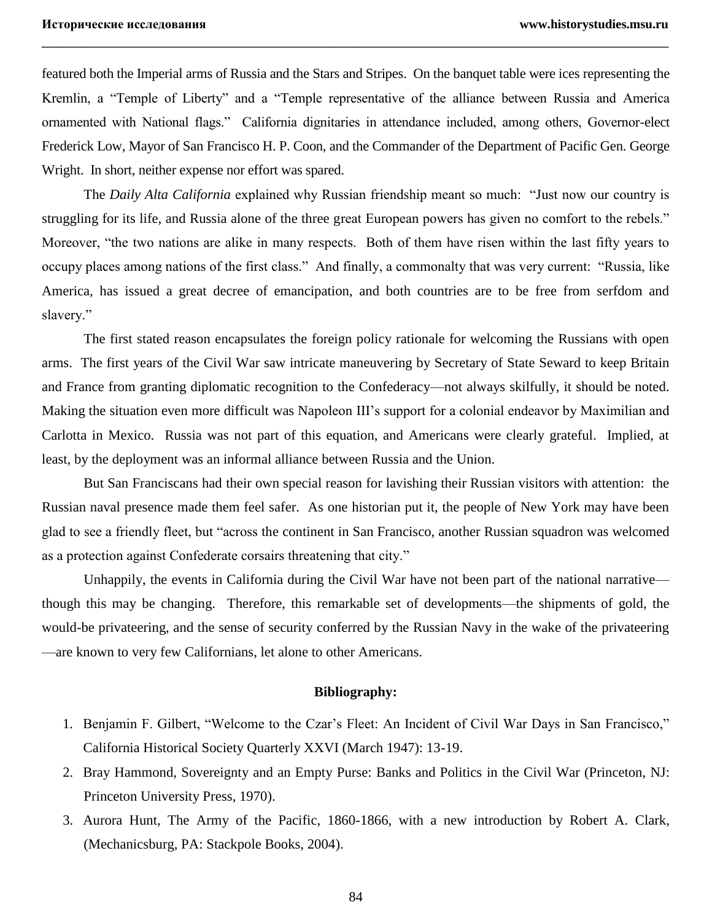featured both the Imperial arms of Russia and the Stars and Stripes. On the banquet table were ices representing the Kremlin, a "Temple of Liberty" and a "Temple representative of the alliance between Russia and America ornamented with National flags." California dignitaries in attendance included, among others, Governor-elect Frederick Low, Mayor of San Francisco H. P. Coon, and the Commander of the Department of Pacific Gen. George Wright. In short, neither expense nor effort was spared.

The *Daily Alta California* explained why Russian friendship meant so much: "Just now our country is struggling for its life, and Russia alone of the three great European powers has given no comfort to the rebels." Moreover, "the two nations are alike in many respects. Both of them have risen within the last fifty years to occupy places among nations of the first class." And finally, a commonalty that was very current: "Russia, like America, has issued a great decree of emancipation, and both countries are to be free from serfdom and slavery."

The first stated reason encapsulates the foreign policy rationale for welcoming the Russians with open arms. The first years of the Civil War saw intricate maneuvering by Secretary of State Seward to keep Britain and France from granting diplomatic recognition to the Confederacy—not always skilfully, it should be noted. Making the situation even more difficult was Napoleon III's support for a colonial endeavor by Maximilian and Carlotta in Mexico. Russia was not part of this equation, and Americans were clearly grateful. Implied, at least, by the deployment was an informal alliance between Russia and the Union.

But San Franciscans had their own special reason for lavishing their Russian visitors with attention: the Russian naval presence made them feel safer. As one historian put it, the people of New York may have been glad to see a friendly fleet, but "across the continent in San Francisco, another Russian squadron was welcomed as a protection against Confederate corsairs threatening that city."

Unhappily, the events in California during the Civil War have not been part of the national narrative—though this may be changing. Therefore, this remarkable set of developments—the shipments of gold, the would-be privateering, and the sense of security conferred by the Russian Navy in the wake of the privateering—are known to very few Californians, let alone to other Americans.

**Bibliography:**

1. Benjamin F. Gilbert, "Welcome to the Czar's Fleet: An Incident of Civil War Days in San Francisco," California Historical Society Quarterly XXVI (March 1947): 13-19.
2. Bray Hammond, Sovereignty and an Empty Purse: Banks and Politics in the Civil War (Princeton, NJ: Princeton University Press, 1970).
3. Aurora Hunt, The Army of the Pacific, 1860-1866, with a new introduction by Robert A. Clark, (Mechanicsburg, PA: Stackpole Books, 2004).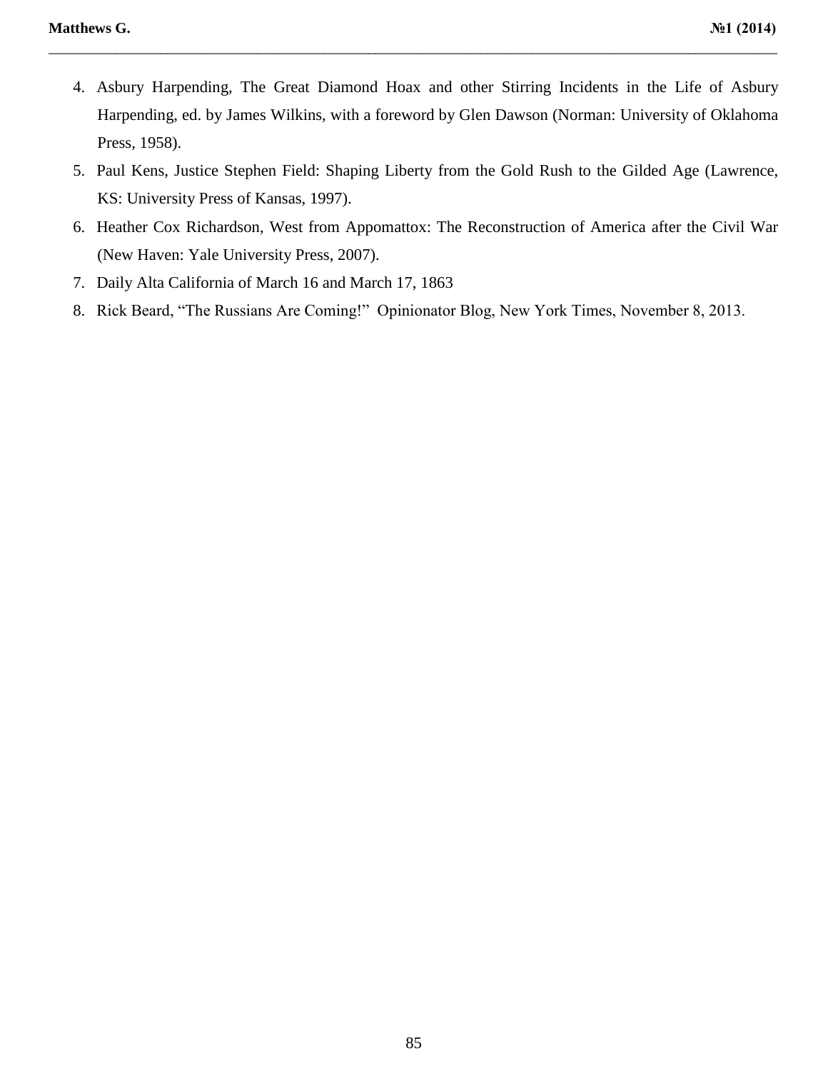4. Asbury Harpending, The Great Diamond Hoax and other Stirring Incidents in the Life of Asbury Harpending, ed. by James Wilkins, with a foreword by Glen Dawson (Norman: University of Oklahoma Press, 1958).
5. Paul Kens, Justice Stephen Field: Shaping Liberty from the Gold Rush to the Gilded Age (Lawrence, KS: University Press of Kansas, 1997).
6. Heather Cox Richardson, West from Appomattox: The Reconstruction of America after the Civil War (New Haven: Yale University Press, 2007).
7. Daily Alta California of March 16 and March 17, 1863
8. Rick Beard, "The Russians Are Coming!" Opinionator Blog, New York Times, November 8, 2013.